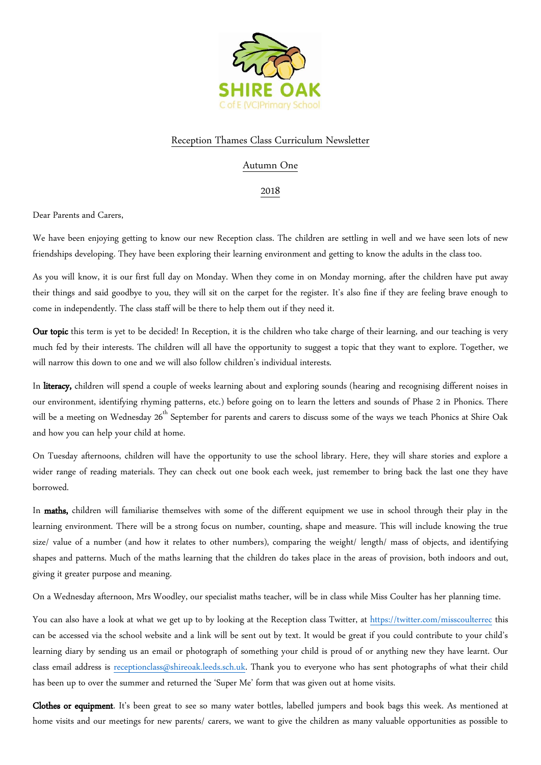SHIRE OAK

C of E (VC)Primary School

Reception Thames Class Curriculum Newsletter

Autumn One

2018

Dear Parents and Carers,

We have been enjoying getting to know our new Reception class. The children are settling in well and we have seen lots of new friendships developing. They have been exploring their learning environment and getting to know the adults in the class too.

As you will know, it is our first full day on Monday. When they come in on Monday morning, after the children have put away their things and said goodbye to you, they will sit on the carpet for the register. It's also fine if they are feeling brave enough to come in independently. The class staff will be there to help them out if they need it.

**Our topic** this term is yet to be decided! In Reception, it is the children who take charge of their learning, and our teaching is very much fed by their interests. The children will all have the opportunity to suggest a topic that they want to explore. Together, we will narrow this down to one and we will also follow children's individual interests.

In **literacy,** children will spend a couple of weeks learning about and exploring sounds (hearing and recognising different noises in our environment, identifying rhyming patterns, etc.) before going on to learn the letters and sounds of Phase 2 in Phonics. There will be a meeting on Wednesday 26th September for parents and carers to discuss some of the ways we teach Phonics at Shire Oak and how you can help your child at home.

On Tuesday afternoons, children will have the opportunity to use the school library. Here, they will share stories and explore a wider range of reading materials. They can check out one book each week, just remember to bring back the last one they have borrowed.

In **maths,** children will familiarise themselves with some of the different equipment we use in school through their play in the learning environment. There will be a strong focus on number, counting, shape and measure. This will include knowing the true size/ value of a number (and how it relates to other numbers), comparing the weight/ length/ mass of objects, and identifying shapes and patterns. Much of the maths learning that the children do takes place in the areas of provision, both indoors and out, giving it greater purpose and meaning.

On a Wednesday afternoon, Mrs Woodley, our specialist maths teacher, will be in class while Miss Coulter has her planning time.

You can also have a look at what we get up to by looking at the Reception class Twitter, at https://twitter.com/misscoulterrec this can be accessed via the school website and a link will be sent out by text. It would be great if you could contribute to your child's learning diary by sending us an email or photograph of something your child is proud of or anything new they have learnt. Our class email address is receptionclass@shireoak.leeds.sch.uk. Thank you to everyone who has sent photographs of what their child has been up to over the summer and returned the 'Super Me' form that was given out at home visits.

**Clothes or equipment**. It's been great to see so many water bottles, labelled jumpers and book bags this week. As mentioned at home visits and our meetings for new parents/ carers, we want to give the children as many valuable opportunities as possible to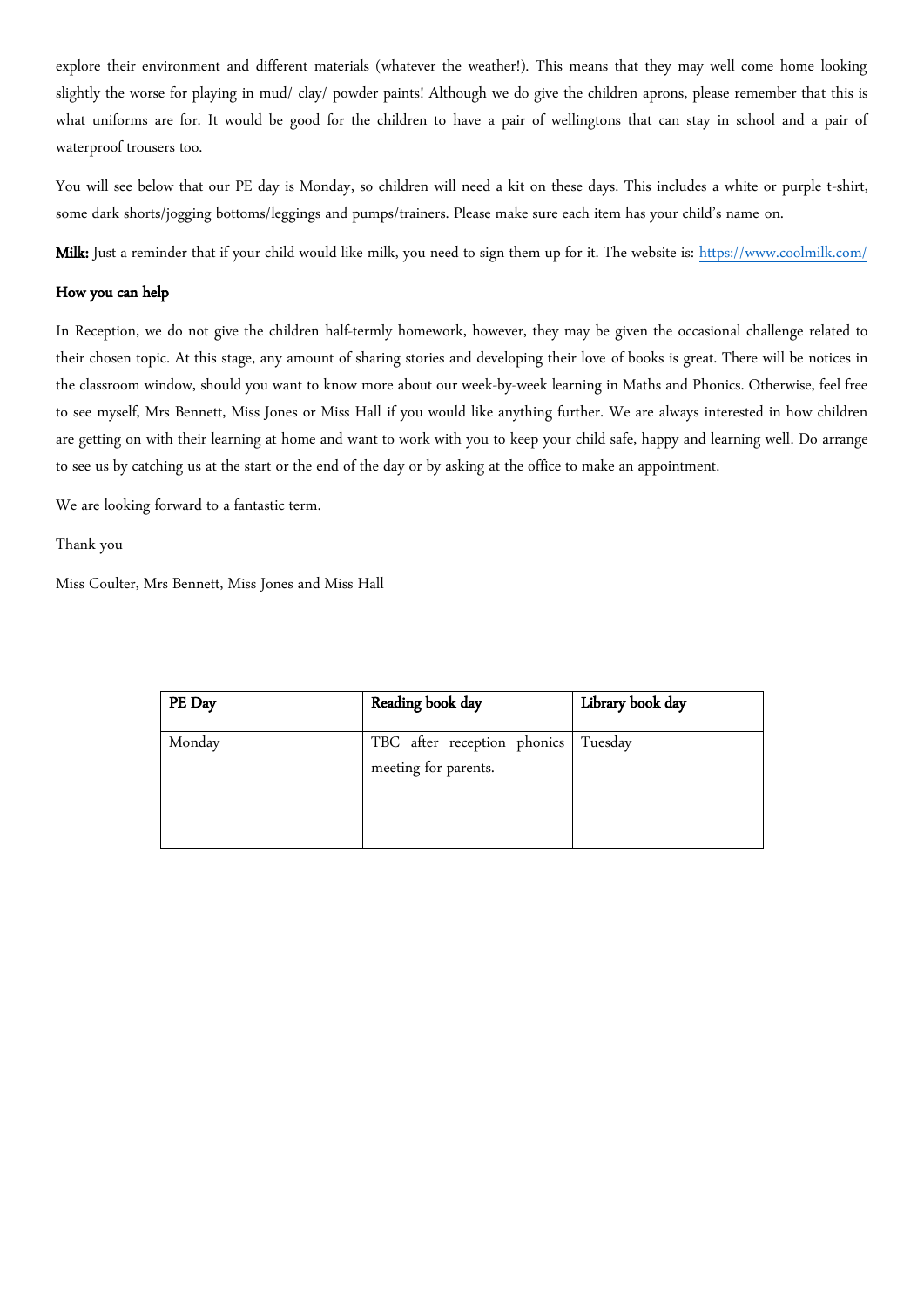explore their environment and different materials (whatever the weather!). This means that they may well come home looking slightly the worse for playing in mud/ clay/ powder paints! Although we do give the children aprons, please remember that this is what uniforms are for. It would be good for the children to have a pair of wellingtons that can stay in school and a pair of waterproof trousers too.

You will see below that our PE day is Monday, so children will need a kit on these days. This includes a white or purple t-shirt, some dark shorts/jogging bottoms/leggings and pumps/trainers. Please make sure each item has your child's name on.

**Milk:** Just a reminder that if your child would like milk, you need to sign them up for it. The website is: https://www.coolmilk.com/

## How you can help

In Reception, we do not give the children half-termly homework, however, they may be given the occasional challenge related to their chosen topic. At this stage, any amount of sharing stories and developing their love of books is great. There will be notices in the classroom window, should you want to know more about our week-by-week learning in Maths and Phonics. Otherwise, feel free to see myself, Mrs Bennett, Miss Jones or Miss Hall if you would like anything further. We are always interested in how children are getting on with their learning at home and want to work with you to keep your child safe, happy and learning well. Do arrange to see us by catching us at the start or the end of the day or by asking at the office to make an appointment.

We are looking forward to a fantastic term.

Thank you

Miss Coulter, Mrs Bennett, Miss Jones and Miss Hall

| PE Day | Reading book day | Library book day |
|---|---|---|
| Monday | TBC after reception phonics meeting for parents. | Tuesday |